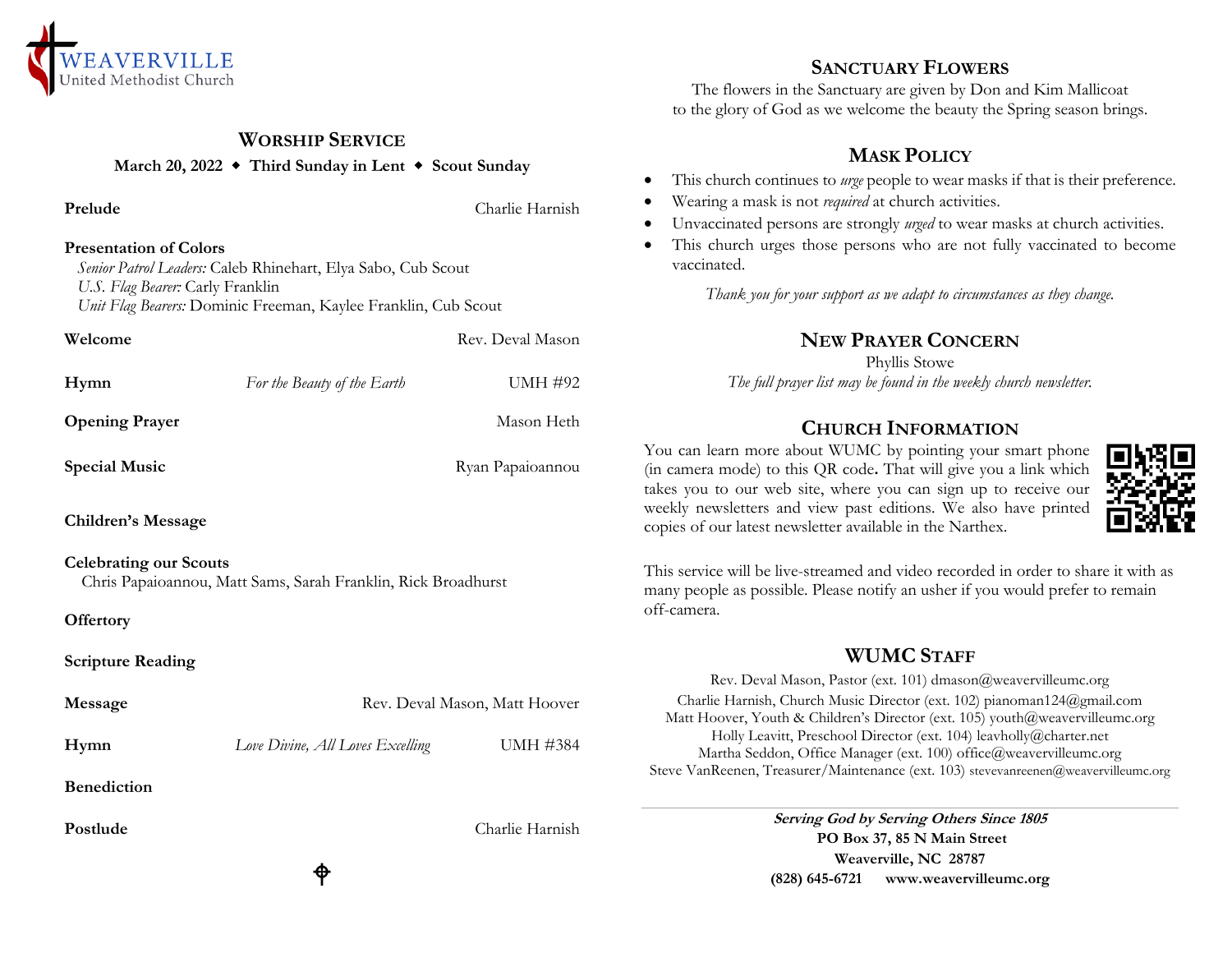WEAVERVILLE
United Methodist Church

## Worship Service

**March 20, 2022 ◆ Third Sunday in Lent ◆ Scout Sunday**

**Prelude** — Charlie Harnish

**Presentation of Colors**
*Senior Patrol Leaders:* Caleb Rhinehart, Elya Sabo, Cub Scout
*U.S. Flag Bearer:* Carly Franklin
*Unit Flag Bearers:* Dominic Freeman, Kaylee Franklin, Cub Scout

**Welcome** — Rev. Deval Mason

**Hymn** — *For the Beauty of the Earth* — UMH #92

**Opening Prayer** — Mason Heth

**Special Music** — Ryan Papaioannou

**Children's Message**

**Celebrating our Scouts**
Chris Papaioannou, Matt Sams, Sarah Franklin, Rick Broadhurst

**Offertory**

**Scripture Reading**

**Message** — Rev. Deval Mason, Matt Hoover

**Hymn** — *Love Divine, All Loves Excelling* — UMH #384

**Benediction**

**Postlude** — Charlie Harnish

## Sanctuary Flowers

The flowers in the Sanctuary are given by Don and Kim Mallicoat
to the glory of God as we welcome the beauty the Spring season brings.

## Mask Policy

- This church continues to *urge* people to wear masks if that is their preference.
- Wearing a mask is not *required* at church activities.
- Unvaccinated persons are strongly *urged* to wear masks at church activities.
- This church urges those persons who are not fully vaccinated to become vaccinated.

*Thank you for your support as we adapt to circumstances as they change.*

## New Prayer Concern

Phyllis Stowe
*The full prayer list may be found in the weekly church newsletter.*

## Church Information

You can learn more about WUMC by pointing your smart phone (in camera mode) to this QR code**.** That will give you a link which takes you to our web site, where you can sign up to receive our weekly newsletters and view past editions. We also have printed copies of our latest newsletter available in the Narthex.

This service will be live-streamed and video recorded in order to share it with as many people as possible. Please notify an usher if you would prefer to remain off-camera.

## WUMC Staff

Rev. Deval Mason, Pastor (ext. 101) dmason@weavervilleumc.org
Charlie Harnish, Church Music Director (ext. 102) pianoman124@gmail.com
Matt Hoover, Youth & Children's Director (ext. 105) youth@weavervilleumc.org
Holly Leavitt, Preschool Director (ext. 104) leavholly@charter.net
Martha Seddon, Office Manager (ext. 100) office@weavervilleumc.org
Steve VanReenen, Treasurer/Maintenance (ext. 103) stevevanreenen@weavervilleumc.org

***Serving God by Serving Others Since 1805***
**PO Box 37, 85 N Main Street**
**Weaverville, NC 28787**
**(828) 645-6721 www.weavervilleumc.org**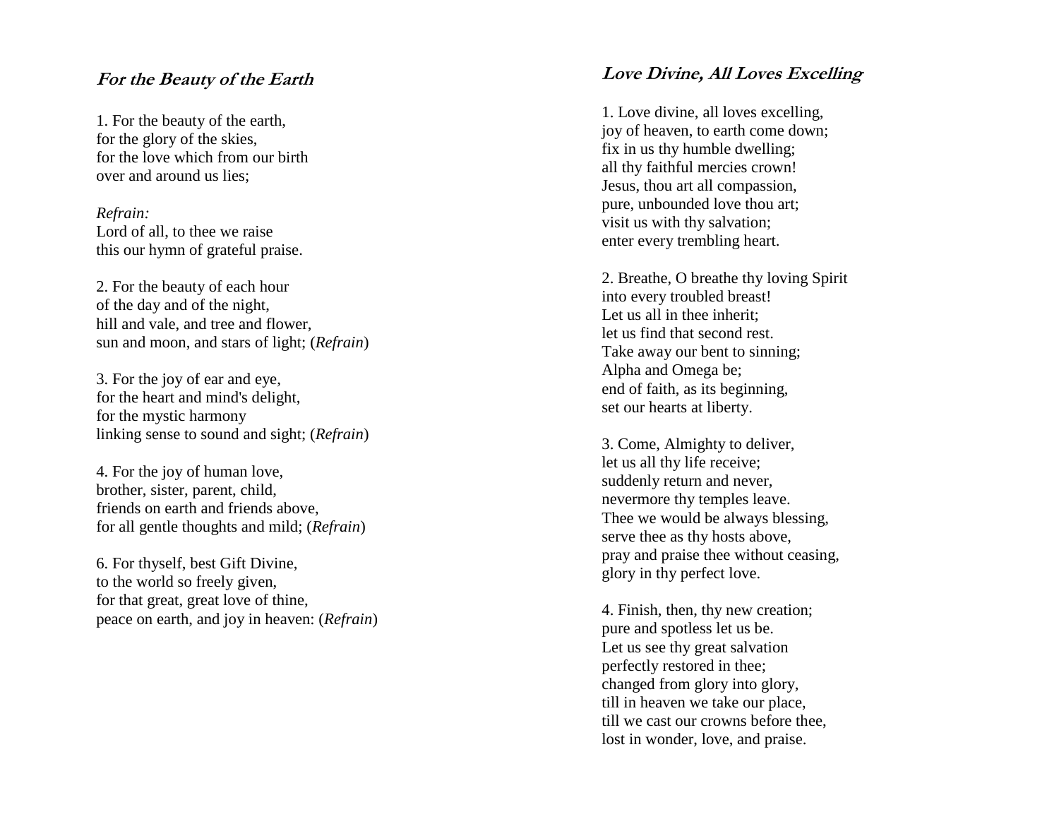## *For the Beauty of the Earth*

1. For the beauty of the earth,
for the glory of the skies,
for the love which from our birth
over and around us lies;

*Refrain:*
Lord of all, to thee we raise
this our hymn of grateful praise.

2. For the beauty of each hour
of the day and of the night,
hill and vale, and tree and flower,
sun and moon, and stars of light; (*Refrain*)

3. For the joy of ear and eye,
for the heart and mind's delight,
for the mystic harmony
linking sense to sound and sight; (*Refrain*)

4. For the joy of human love,
brother, sister, parent, child,
friends on earth and friends above,
for all gentle thoughts and mild; (*Refrain*)

6. For thyself, best Gift Divine,
to the world so freely given,
for that great, great love of thine,
peace on earth, and joy in heaven: (*Refrain*)

## *Love Divine, All Loves Excelling*

1. Love divine, all loves excelling,
joy of heaven, to earth come down;
fix in us thy humble dwelling;
all thy faithful mercies crown!
Jesus, thou art all compassion,
pure, unbounded love thou art;
visit us with thy salvation;
enter every trembling heart.

2. Breathe, O breathe thy loving Spirit
into every troubled breast!
Let us all in thee inherit;
let us find that second rest.
Take away our bent to sinning;
Alpha and Omega be;
end of faith, as its beginning,
set our hearts at liberty.

3. Come, Almighty to deliver,
let us all thy life receive;
suddenly return and never,
nevermore thy temples leave.
Thee we would be always blessing,
serve thee as thy hosts above,
pray and praise thee without ceasing,
glory in thy perfect love.

4. Finish, then, thy new creation;
pure and spotless let us be.
Let us see thy great salvation
perfectly restored in thee;
changed from glory into glory,
till in heaven we take our place,
till we cast our crowns before thee,
lost in wonder, love, and praise.